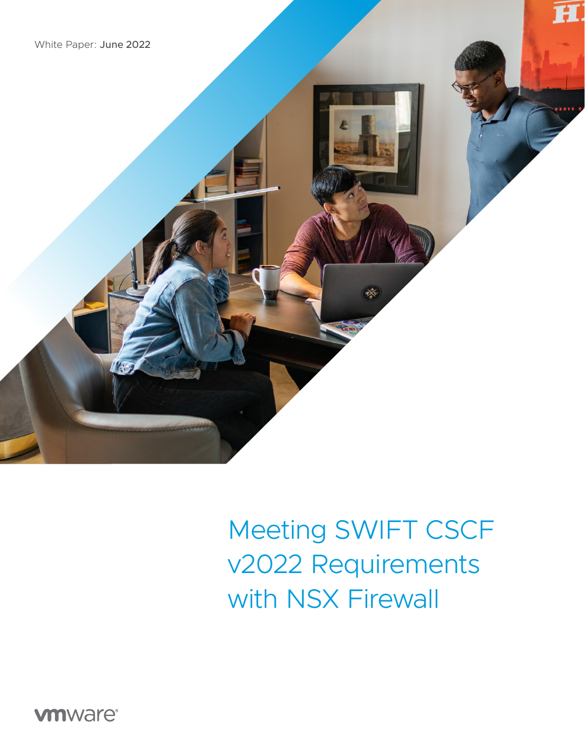White Paper: June 2022

# Meeting SWIFT CSCF v2022 Requirements with NSX Firewall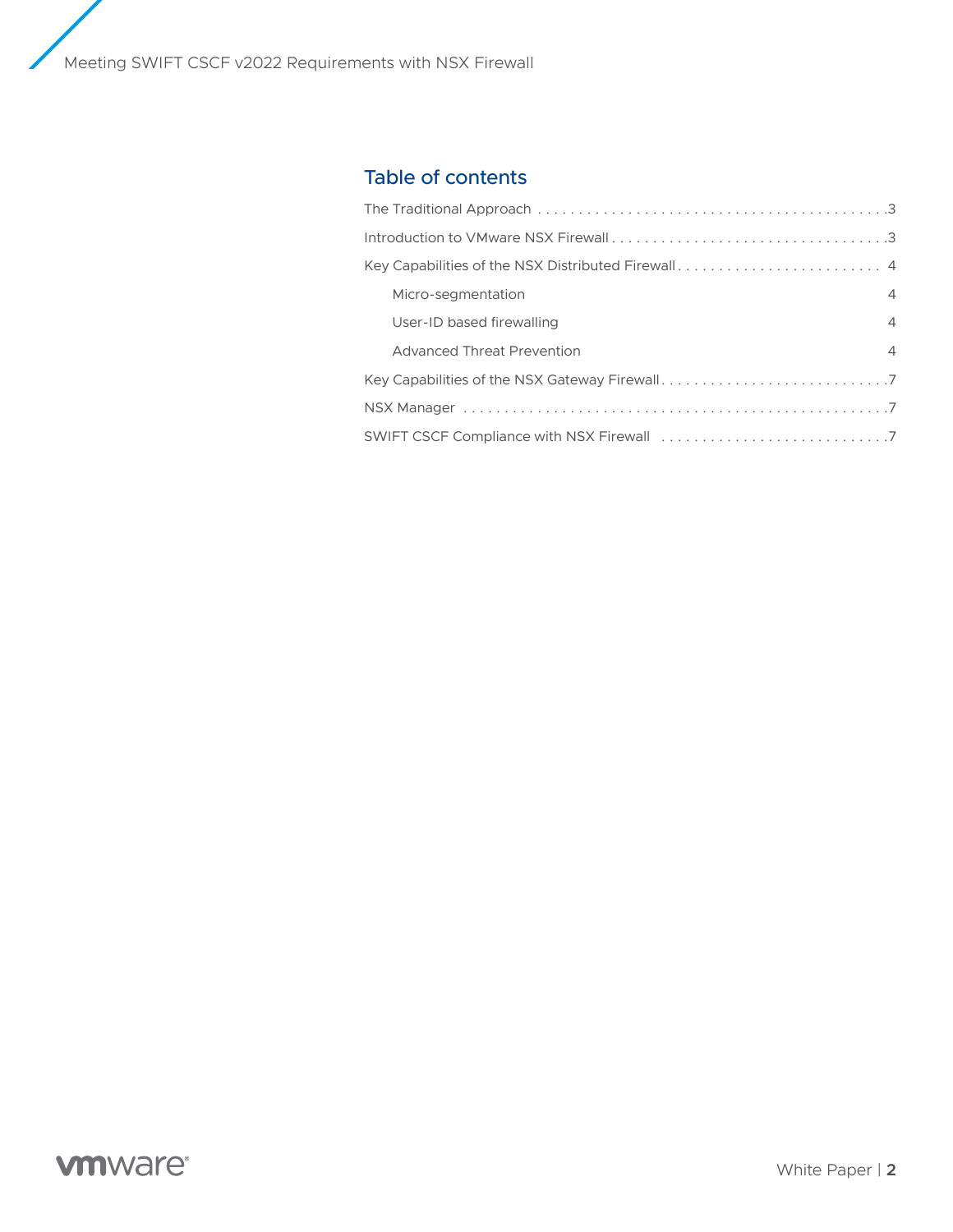## Table of contents

The Traditional Approach ........................................... 3

Introduction to VMware NSX Firewall ................................. 3

Key Capabilities of the NSX Distributed Firewall ........................ 4

- Micro-segmentation 4
- User-ID based firewalling 4
- Advanced Threat Prevention 4

Key Capabilities of the NSX Gateway Firewall ........................... 7

NSX Manager ........................................................ 7

SWIFT CSCF Compliance with NSX Firewall ............................ 7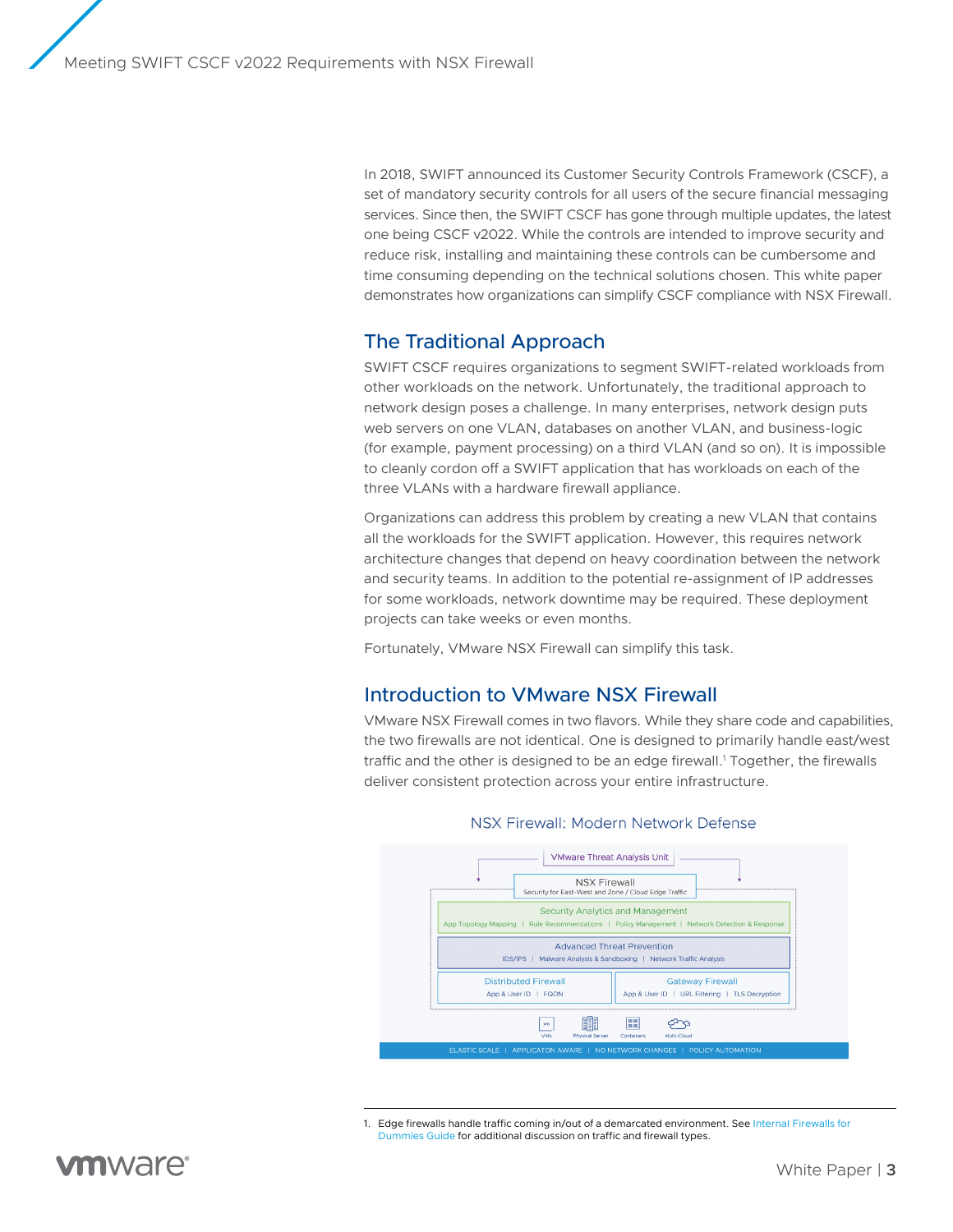In 2018, SWIFT announced its Customer Security Controls Framework (CSCF), a set of mandatory security controls for all users of the secure financial messaging services. Since then, the SWIFT CSCF has gone through multiple updates, the latest one being CSCF v2022. While the controls are intended to improve security and reduce risk, installing and maintaining these controls can be cumbersome and time consuming depending on the technical solutions chosen. This white paper demonstrates how organizations can simplify CSCF compliance with NSX Firewall.

## The Traditional Approach

SWIFT CSCF requires organizations to segment SWIFT-related workloads from other workloads on the network. Unfortunately, the traditional approach to network design poses a challenge. In many enterprises, network design puts web servers on one VLAN, databases on another VLAN, and business-logic (for example, payment processing) on a third VLAN (and so on). It is impossible to cleanly cordon off a SWIFT application that has workloads on each of the three VLANs with a hardware firewall appliance.

Organizations can address this problem by creating a new VLAN that contains all the workloads for the SWIFT application. However, this requires network architecture changes that depend on heavy coordination between the network and security teams. In addition to the potential re-assignment of IP addresses for some workloads, network downtime may be required. These deployment projects can take weeks or even months.

Fortunately, VMware NSX Firewall can simplify this task.

## Introduction to VMware NSX Firewall

VMware NSX Firewall comes in two flavors. While they share code and capabilities, the two firewalls are not identical. One is designed to primarily handle east/west traffic and the other is designed to be an edge firewall.[1] Together, the firewalls deliver consistent protection across your entire infrastructure.

NSX Firewall: Modern Network Defense

VMware Threat Analysis Unit

NSX Firewall
Security for East-West and Zone / Cloud Edge Traffic

Security Analytics and Management
App Topology Mapping | Rule Recommendations | Policy Management | Network Detection & Response

Advanced Threat Prevention
IDS/IPS | Malware Analysis & Sandboxing | Network Traffic Analysis

Distributed Firewall
App & User ID | FQDN

Gateway Firewall
App & User ID | URL Filtering | TLS Decryption

VMs | Physical Server | Containers | Multi-Cloud

ELASTIC SCALE | APPLICATON AWARE | NO NETWORK CHANGES | POLICY AUTOMATION

---

1. Edge firewalls handle traffic coming in/out of a demarcated environment. See Internal Firewalls for Dummies Guide for additional discussion on traffic and firewall types.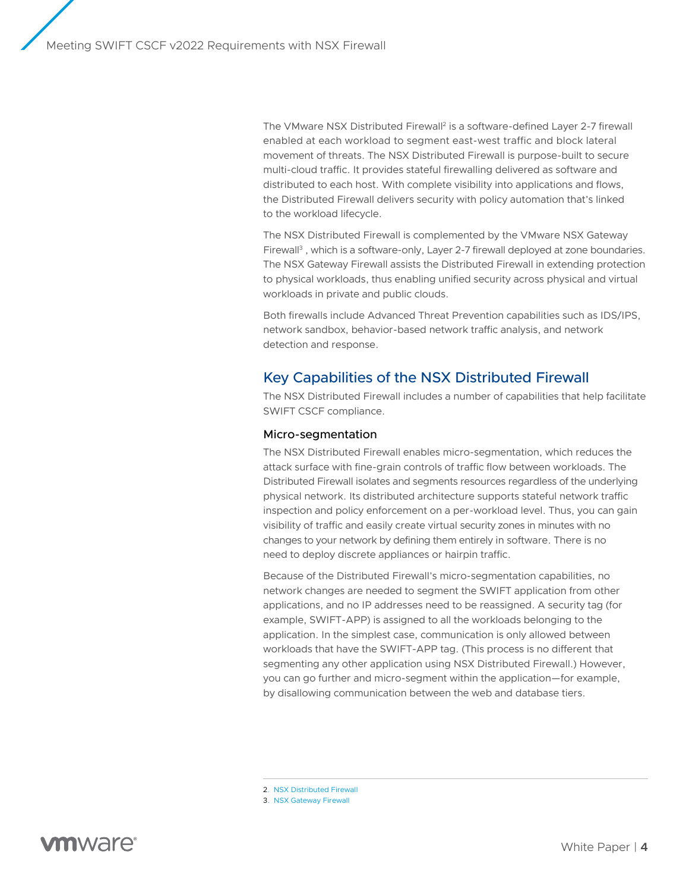The VMware NSX Distributed Firewall[2] is a software-defined Layer 2-7 firewall enabled at each workload to segment east-west traffic and block lateral movement of threats. The NSX Distributed Firewall is purpose-built to secure multi-cloud traffic. It provides stateful firewalling delivered as software and distributed to each host. With complete visibility into applications and flows, the Distributed Firewall delivers security with policy automation that's linked to the workload lifecycle.

The NSX Distributed Firewall is complemented by the VMware NSX Gateway Firewall[3] , which is a software-only, Layer 2-7 firewall deployed at zone boundaries. The NSX Gateway Firewall assists the Distributed Firewall in extending protection to physical workloads, thus enabling unified security across physical and virtual workloads in private and public clouds.

Both firewalls include Advanced Threat Prevention capabilities such as IDS/IPS, network sandbox, behavior-based network traffic analysis, and network detection and response.

## Key Capabilities of the NSX Distributed Firewall

The NSX Distributed Firewall includes a number of capabilities that help facilitate SWIFT CSCF compliance.

### Micro-segmentation

The NSX Distributed Firewall enables micro-segmentation, which reduces the attack surface with fine-grain controls of traffic flow between workloads. The Distributed Firewall isolates and segments resources regardless of the underlying physical network. Its distributed architecture supports stateful network traffic inspection and policy enforcement on a per-workload level. Thus, you can gain visibility of traffic and easily create virtual security zones in minutes with no changes to your network by defining them entirely in software. There is no need to deploy discrete appliances or hairpin traffic.

Because of the Distributed Firewall's micro-segmentation capabilities, no network changes are needed to segment the SWIFT application from other applications, and no IP addresses need to be reassigned. A security tag (for example, SWIFT-APP) is assigned to all the workloads belonging to the application. In the simplest case, communication is only allowed between workloads that have the SWIFT-APP tag. (This process is no different that segmenting any other application using NSX Distributed Firewall.) However, you can go further and micro-segment within the application—for example, by disallowing communication between the web and database tiers.

2. NSX Distributed Firewall
3. NSX Gateway Firewall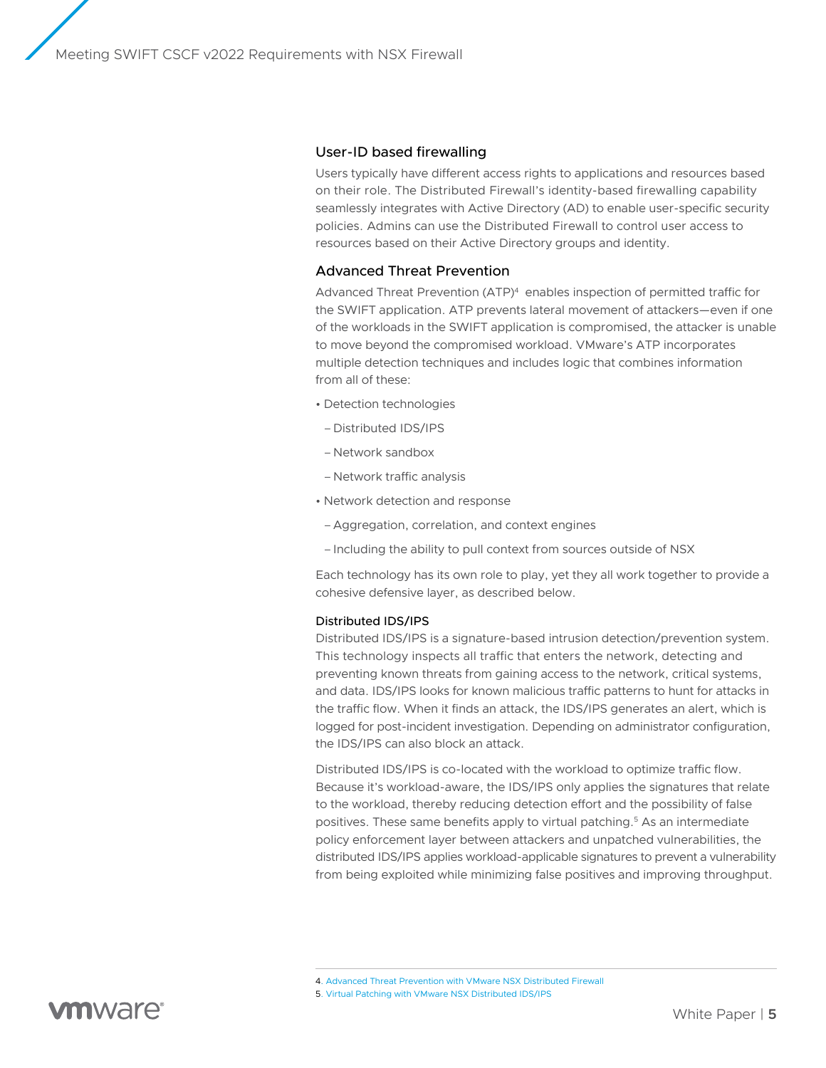## User-ID based firewalling

Users typically have different access rights to applications and resources based on their role. The Distributed Firewall's identity-based firewalling capability seamlessly integrates with Active Directory (AD) to enable user-specific security policies. Admins can use the Distributed Firewall to control user access to resources based on their Active Directory groups and identity.

## Advanced Threat Prevention

Advanced Threat Prevention (ATP)[4] enables inspection of permitted traffic for the SWIFT application. ATP prevents lateral movement of attackers—even if one of the workloads in the SWIFT application is compromised, the attacker is unable to move beyond the compromised workload. VMware's ATP incorporates multiple detection techniques and includes logic that combines information from all of these:

- Detection technologies
  - Distributed IDS/IPS
  - Network sandbox
  - Network traffic analysis
- Network detection and response
  - Aggregation, correlation, and context engines
  - Including the ability to pull context from sources outside of NSX

Each technology has its own role to play, yet they all work together to provide a cohesive defensive layer, as described below.

### Distributed IDS/IPS

Distributed IDS/IPS is a signature-based intrusion detection/prevention system. This technology inspects all traffic that enters the network, detecting and preventing known threats from gaining access to the network, critical systems, and data. IDS/IPS looks for known malicious traffic patterns to hunt for attacks in the traffic flow. When it finds an attack, the IDS/IPS generates an alert, which is logged for post-incident investigation. Depending on administrator configuration, the IDS/IPS can also block an attack.

Distributed IDS/IPS is co-located with the workload to optimize traffic flow. Because it's workload-aware, the IDS/IPS only applies the signatures that relate to the workload, thereby reducing detection effort and the possibility of false positives. These same benefits apply to virtual patching.[5] As an intermediate policy enforcement layer between attackers and unpatched vulnerabilities, the distributed IDS/IPS applies workload-applicable signatures to prevent a vulnerability from being exploited while minimizing false positives and improving throughput.

---

4. Advanced Threat Prevention with VMware NSX Distributed Firewall
5. Virtual Patching with VMware NSX Distributed IDS/IPS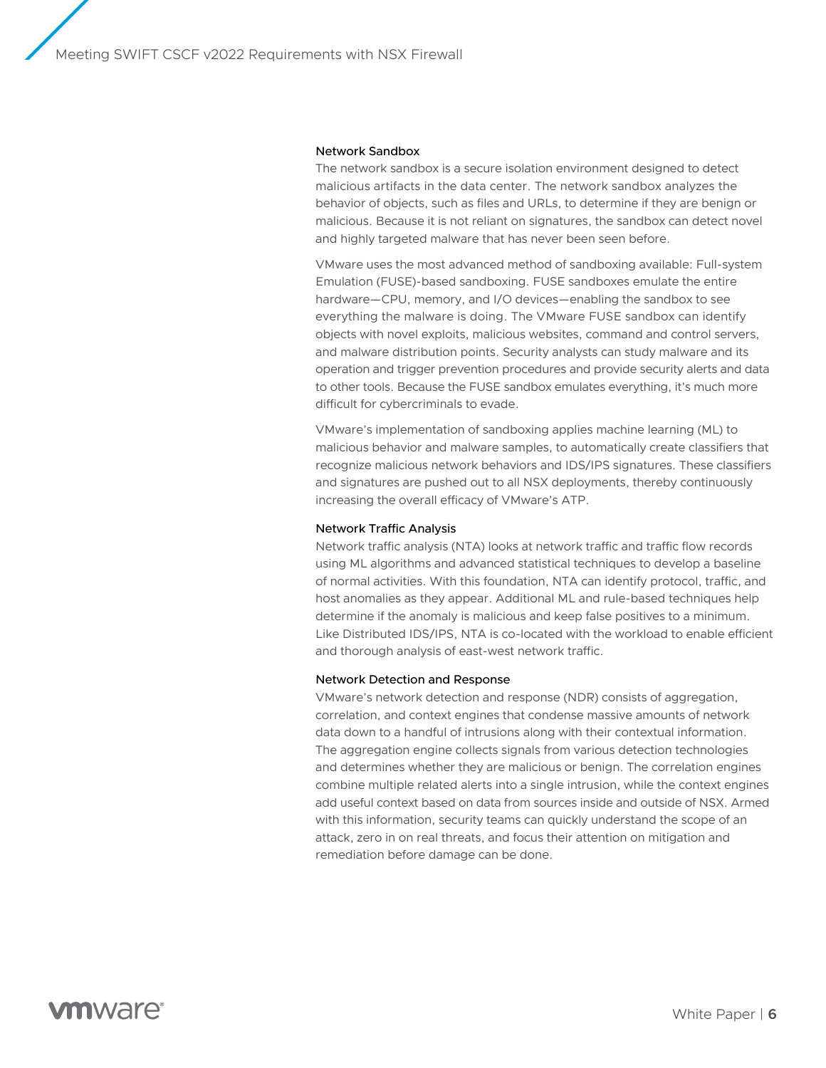### Network Sandbox

The network sandbox is a secure isolation environment designed to detect malicious artifacts in the data center. The network sandbox analyzes the behavior of objects, such as files and URLs, to determine if they are benign or malicious. Because it is not reliant on signatures, the sandbox can detect novel and highly targeted malware that has never been seen before.

VMware uses the most advanced method of sandboxing available: Full-system Emulation (FUSE)-based sandboxing. FUSE sandboxes emulate the entire hardware—CPU, memory, and I/O devices—enabling the sandbox to see everything the malware is doing. The VMware FUSE sandbox can identify objects with novel exploits, malicious websites, command and control servers, and malware distribution points. Security analysts can study malware and its operation and trigger prevention procedures and provide security alerts and data to other tools. Because the FUSE sandbox emulates everything, it's much more difficult for cybercriminals to evade.

VMware's implementation of sandboxing applies machine learning (ML) to malicious behavior and malware samples, to automatically create classifiers that recognize malicious network behaviors and IDS/IPS signatures. These classifiers and signatures are pushed out to all NSX deployments, thereby continuously increasing the overall efficacy of VMware's ATP.

### Network Traffic Analysis

Network traffic analysis (NTA) looks at network traffic and traffic flow records using ML algorithms and advanced statistical techniques to develop a baseline of normal activities. With this foundation, NTA can identify protocol, traffic, and host anomalies as they appear. Additional ML and rule-based techniques help determine if the anomaly is malicious and keep false positives to a minimum. Like Distributed IDS/IPS, NTA is co-located with the workload to enable efficient and thorough analysis of east-west network traffic.

### Network Detection and Response

VMware's network detection and response (NDR) consists of aggregation, correlation, and context engines that condense massive amounts of network data down to a handful of intrusions along with their contextual information. The aggregation engine collects signals from various detection technologies and determines whether they are malicious or benign. The correlation engines combine multiple related alerts into a single intrusion, while the context engines add useful context based on data from sources inside and outside of NSX. Armed with this information, security teams can quickly understand the scope of an attack, zero in on real threats, and focus their attention on mitigation and remediation before damage can be done.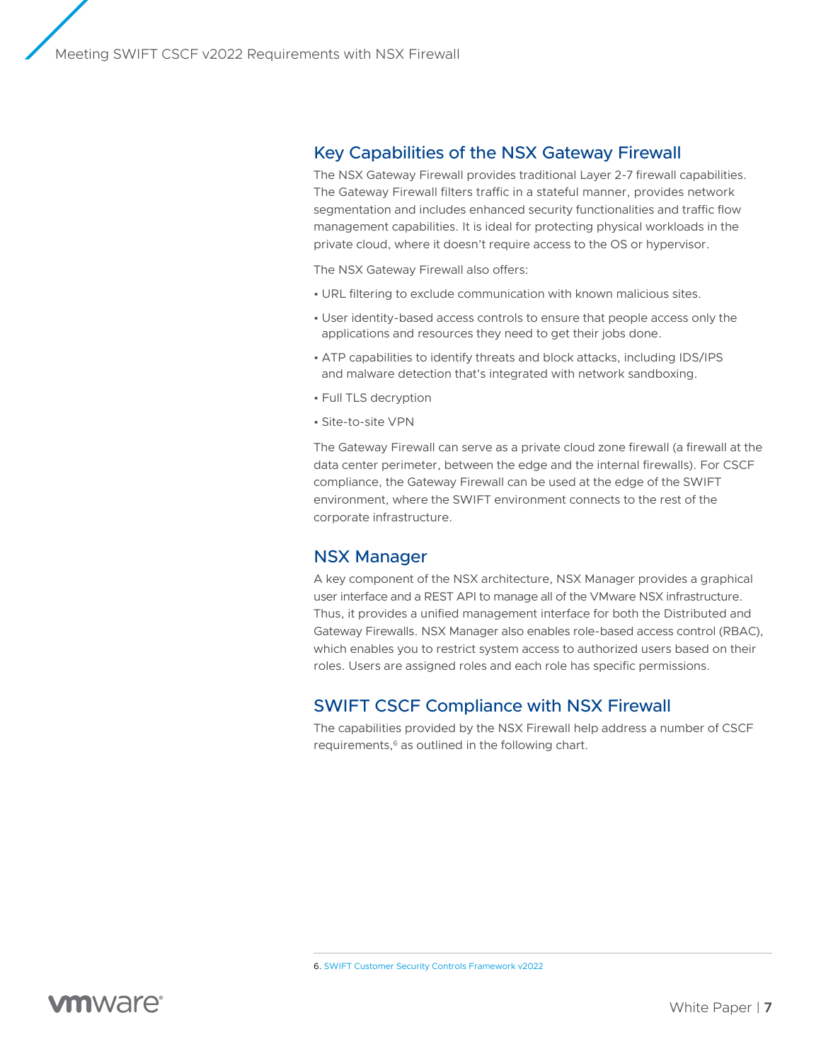## Key Capabilities of the NSX Gateway Firewall

The NSX Gateway Firewall provides traditional Layer 2-7 firewall capabilities. The Gateway Firewall filters traffic in a stateful manner, provides network segmentation and includes enhanced security functionalities and traffic flow management capabilities. It is ideal for protecting physical workloads in the private cloud, where it doesn't require access to the OS or hypervisor.

The NSX Gateway Firewall also offers:

- URL filtering to exclude communication with known malicious sites.
- User identity-based access controls to ensure that people access only the applications and resources they need to get their jobs done.
- ATP capabilities to identify threats and block attacks, including IDS/IPS and malware detection that's integrated with network sandboxing.
- Full TLS decryption
- Site-to-site VPN

The Gateway Firewall can serve as a private cloud zone firewall (a firewall at the data center perimeter, between the edge and the internal firewalls). For CSCF compliance, the Gateway Firewall can be used at the edge of the SWIFT environment, where the SWIFT environment connects to the rest of the corporate infrastructure.

## NSX Manager

A key component of the NSX architecture, NSX Manager provides a graphical user interface and a REST API to manage all of the VMware NSX infrastructure. Thus, it provides a unified management interface for both the Distributed and Gateway Firewalls. NSX Manager also enables role-based access control (RBAC), which enables you to restrict system access to authorized users based on their roles. Users are assigned roles and each role has specific permissions.

## SWIFT CSCF Compliance with NSX Firewall

The capabilities provided by the NSX Firewall help address a number of CSCF requirements,[6] as outlined in the following chart.

6. SWIFT Customer Security Controls Framework v2022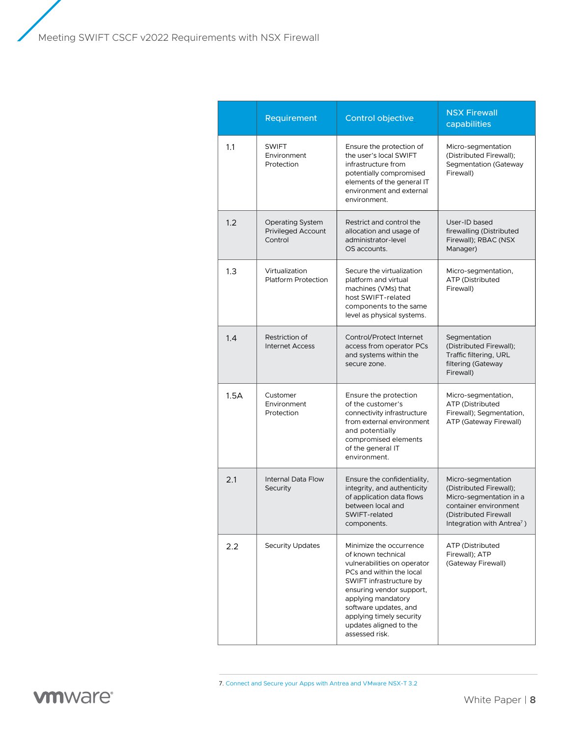| | Requirement | Control objective | NSX Firewall capabilities |
|---|---|---|---|
| 1.1 | SWIFT Environment Protection | Ensure the protection of the user's local SWIFT infrastructure from potentially compromised elements of the general IT environment and external environment. | Micro-segmentation (Distributed Firewall); Segmentation (Gateway Firewall) |
| 1.2 | Operating System Privileged Account Control | Restrict and control the allocation and usage of administrator-level OS accounts. | User-ID based firewalling (Distributed Firewall); RBAC (NSX Manager) |
| 1.3 | Virtualization Platform Protection | Secure the virtualization platform and virtual machines (VMs) that host SWIFT-related components to the same level as physical systems. | Micro-segmentation, ATP (Distributed Firewall) |
| 1.4 | Restriction of Internet Access | Control/Protect Internet access from operator PCs and systems within the secure zone. | Segmentation (Distributed Firewall); Traffic filtering, URL filtering (Gateway Firewall) |
| 1.5A | Customer Environment Protection | Ensure the protection of the customer's connectivity infrastructure from external environment and potentially compromised elements of the general IT environment. | Micro-segmentation, ATP (Distributed Firewall); Segmentation, ATP (Gateway Firewall) |
| 2.1 | Internal Data Flow Security | Ensure the confidentiality, integrity, and authenticity of application data flows between local and SWIFT-related components. | Micro-segmentation (Distributed Firewall); Micro-segmentation in a container environment (Distributed Firewall Integration with Antrea[7]) |
| 2.2 | Security Updates | Minimize the occurrence of known technical vulnerabilities on operator PCs and within the local SWIFT infrastructure by ensuring vendor support, applying mandatory software updates, and applying timely security updates aligned to the assessed risk. | ATP (Distributed Firewall); ATP (Gateway Firewall) |

7. Connect and Secure your Apps with Antrea and VMware NSX-T 3.2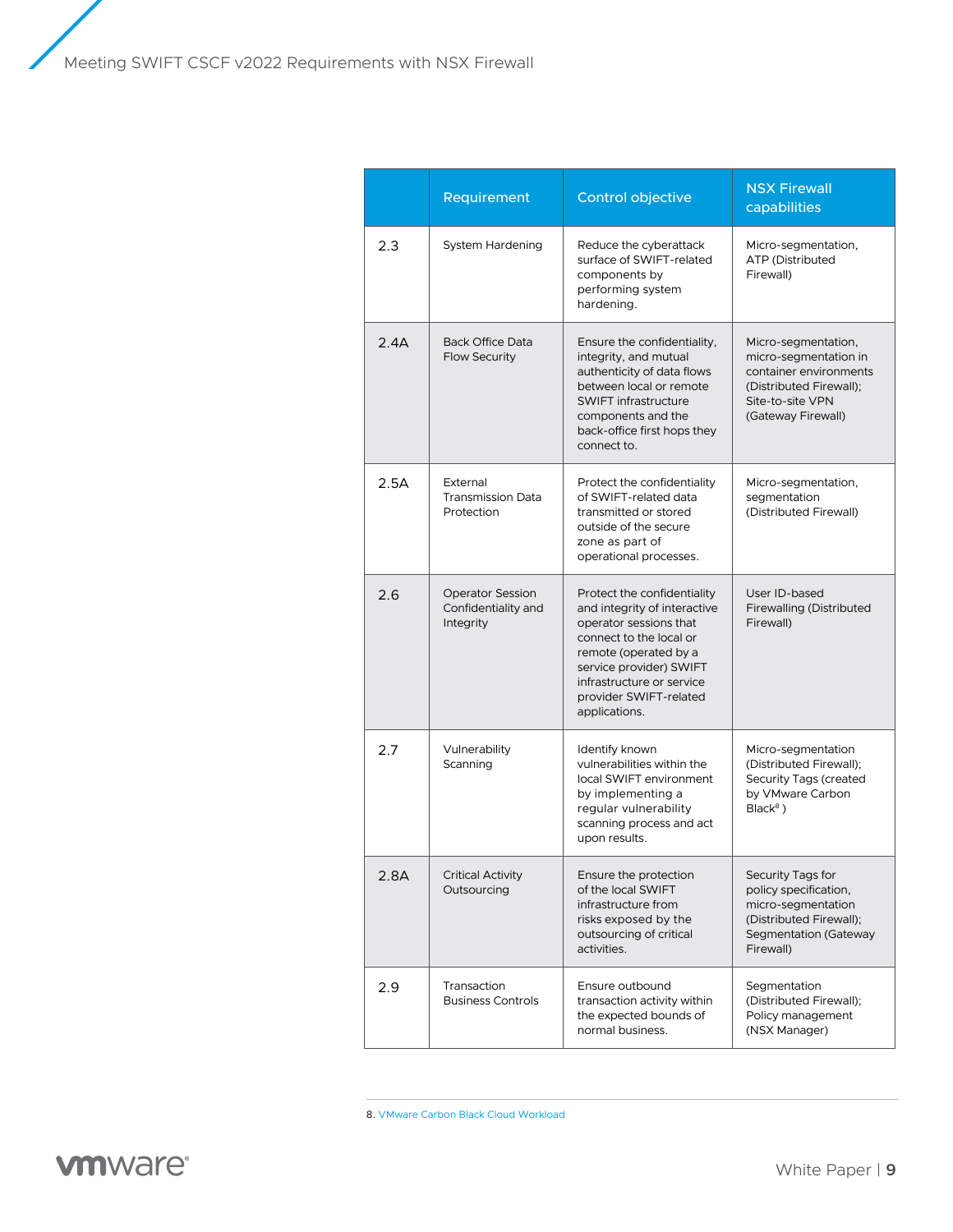| | Requirement | Control objective | NSX Firewall capabilities |
|---|---|---|---|
| 2.3 | System Hardening | Reduce the cyberattack surface of SWIFT-related components by performing system hardening. | Micro-segmentation, ATP (Distributed Firewall) |
| 2.4A | Back Office Data Flow Security | Ensure the confidentiality, integrity, and mutual authenticity of data flows between local or remote SWIFT infrastructure components and the back-office first hops they connect to. | Micro-segmentation, micro-segmentation in container environments (Distributed Firewall); Site-to-site VPN (Gateway Firewall) |
| 2.5A | External Transmission Data Protection | Protect the confidentiality of SWIFT-related data transmitted or stored outside of the secure zone as part of operational processes. | Micro-segmentation, segmentation (Distributed Firewall) |
| 2.6 | Operator Session Confidentiality and Integrity | Protect the confidentiality and integrity of interactive operator sessions that connect to the local or remote (operated by a service provider) SWIFT infrastructure or service provider SWIFT-related applications. | User ID-based Firewalling (Distributed Firewall) |
| 2.7 | Vulnerability Scanning | Identify known vulnerabilities within the local SWIFT environment by implementing a regular vulnerability scanning process and act upon results. | Micro-segmentation (Distributed Firewall); Security Tags (created by VMware Carbon Black[8] ) |
| 2.8A | Critical Activity Outsourcing | Ensure the protection of the local SWIFT infrastructure from risks exposed by the outsourcing of critical activities. | Security Tags for policy specification, micro-segmentation (Distributed Firewall); Segmentation (Gateway Firewall) |
| 2.9 | Transaction Business Controls | Ensure outbound transaction activity within the expected bounds of normal business. | Segmentation (Distributed Firewall); Policy management (NSX Manager) |

8. VMware Carbon Black Cloud Workload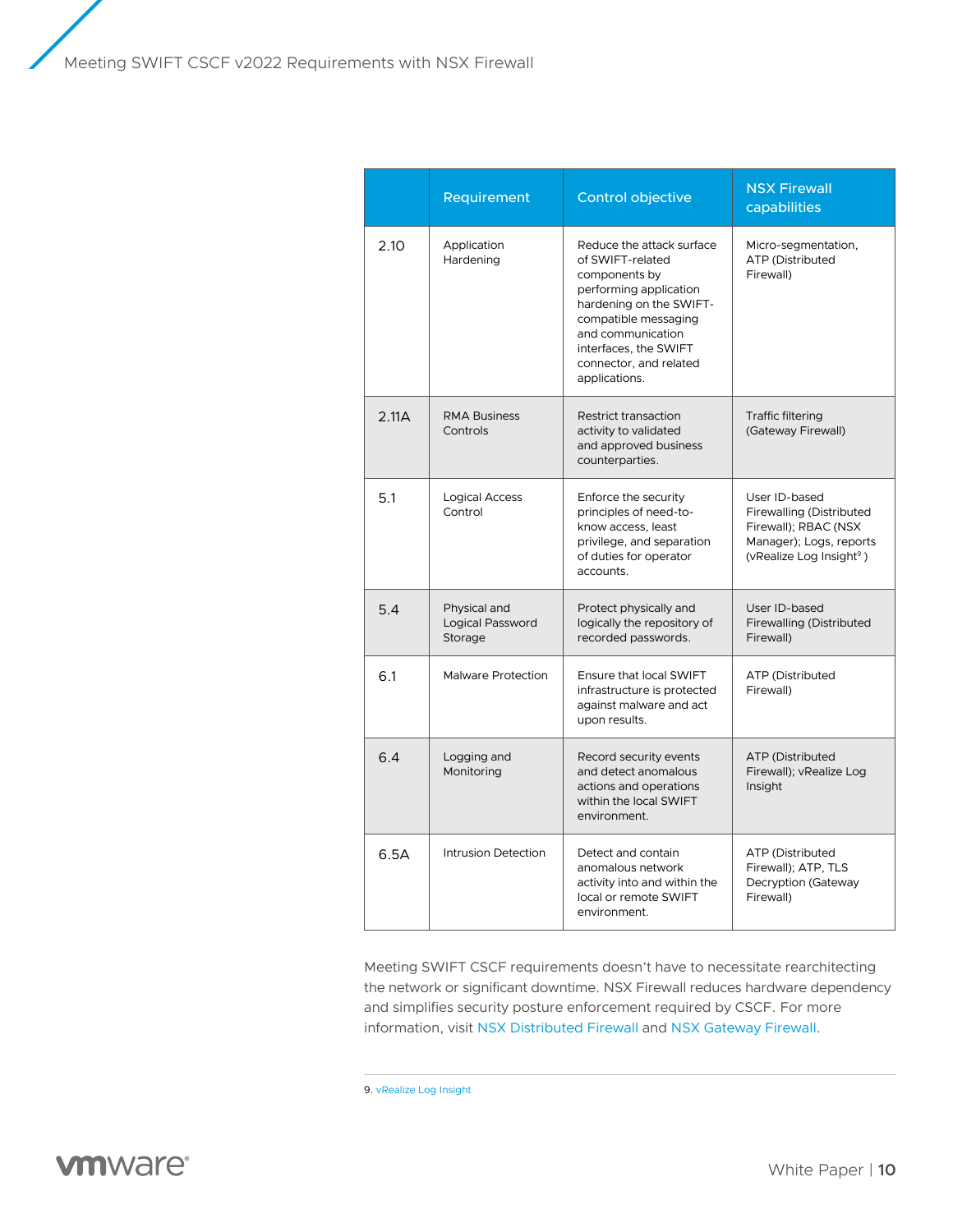| | Requirement | Control objective | NSX Firewall capabilities |
|---|---|---|---|
| 2.10 | Application Hardening | Reduce the attack surface of SWIFT-related components by performing application hardening on the SWIFT-compatible messaging and communication interfaces, the SWIFT connector, and related applications. | Micro-segmentation, ATP (Distributed Firewall) |
| 2.11A | RMA Business Controls | Restrict transaction activity to validated and approved business counterparties. | Traffic filtering (Gateway Firewall) |
| 5.1 | Logical Access Control | Enforce the security principles of need-to-know access, least privilege, and separation of duties for operator accounts. | User ID-based Firewalling (Distributed Firewall); RBAC (NSX Manager); Logs, reports (vRealize Log Insight[9] ) |
| 5.4 | Physical and Logical Password Storage | Protect physically and logically the repository of recorded passwords. | User ID-based Firewalling (Distributed Firewall) |
| 6.1 | Malware Protection | Ensure that local SWIFT infrastructure is protected against malware and act upon results. | ATP (Distributed Firewall) |
| 6.4 | Logging and Monitoring | Record security events and detect anomalous actions and operations within the local SWIFT environment. | ATP (Distributed Firewall); vRealize Log Insight |
| 6.5A | Intrusion Detection | Detect and contain anomalous network activity into and within the local or remote SWIFT environment. | ATP (Distributed Firewall); ATP, TLS Decryption (Gateway Firewall) |

Meeting SWIFT CSCF requirements doesn't have to necessitate rearchitecting the network or significant downtime. NSX Firewall reduces hardware dependency and simplifies security posture enforcement required by CSCF. For more information, visit NSX Distributed Firewall and NSX Gateway Firewall.

9. vRealize Log Insight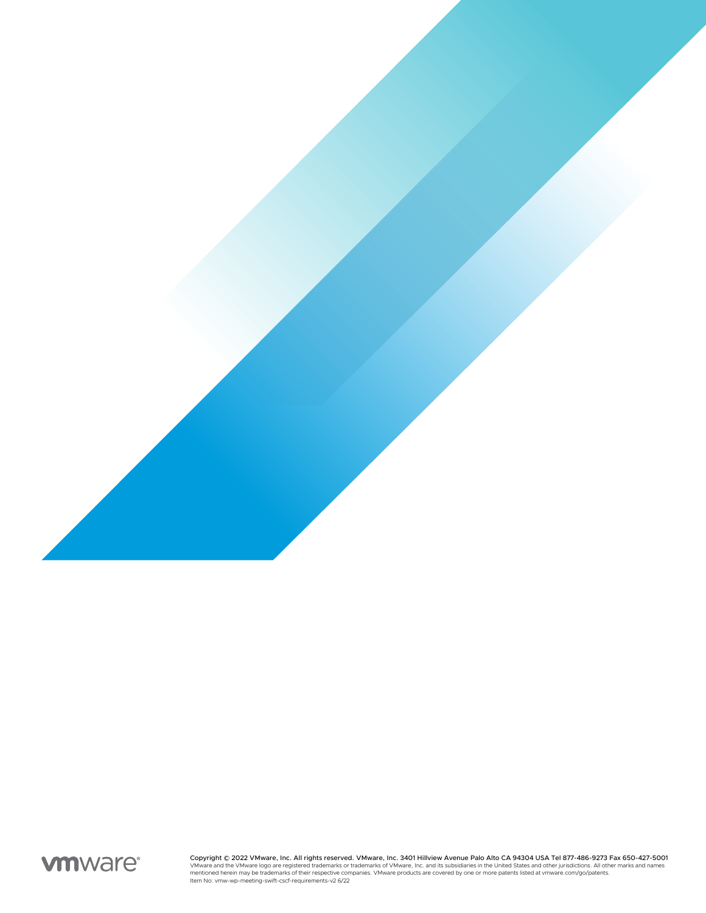Copyright © 2022 VMware, Inc. All rights reserved. VMware, Inc. 3401 Hillview Avenue Palo Alto CA 94304 USA Tel 877-486-9273 Fax 650-427-5001
VMware and the VMware logo are registered trademarks or trademarks of VMware, Inc. and its subsidiaries in the United States and other jurisdictions. All other marks and names mentioned herein may be trademarks of their respective companies. VMware products are covered by one or more patents listed at vmware.com/go/patents.
Item No: vmw-wp-meeting-swift-cscf-requirements-v2 6/22